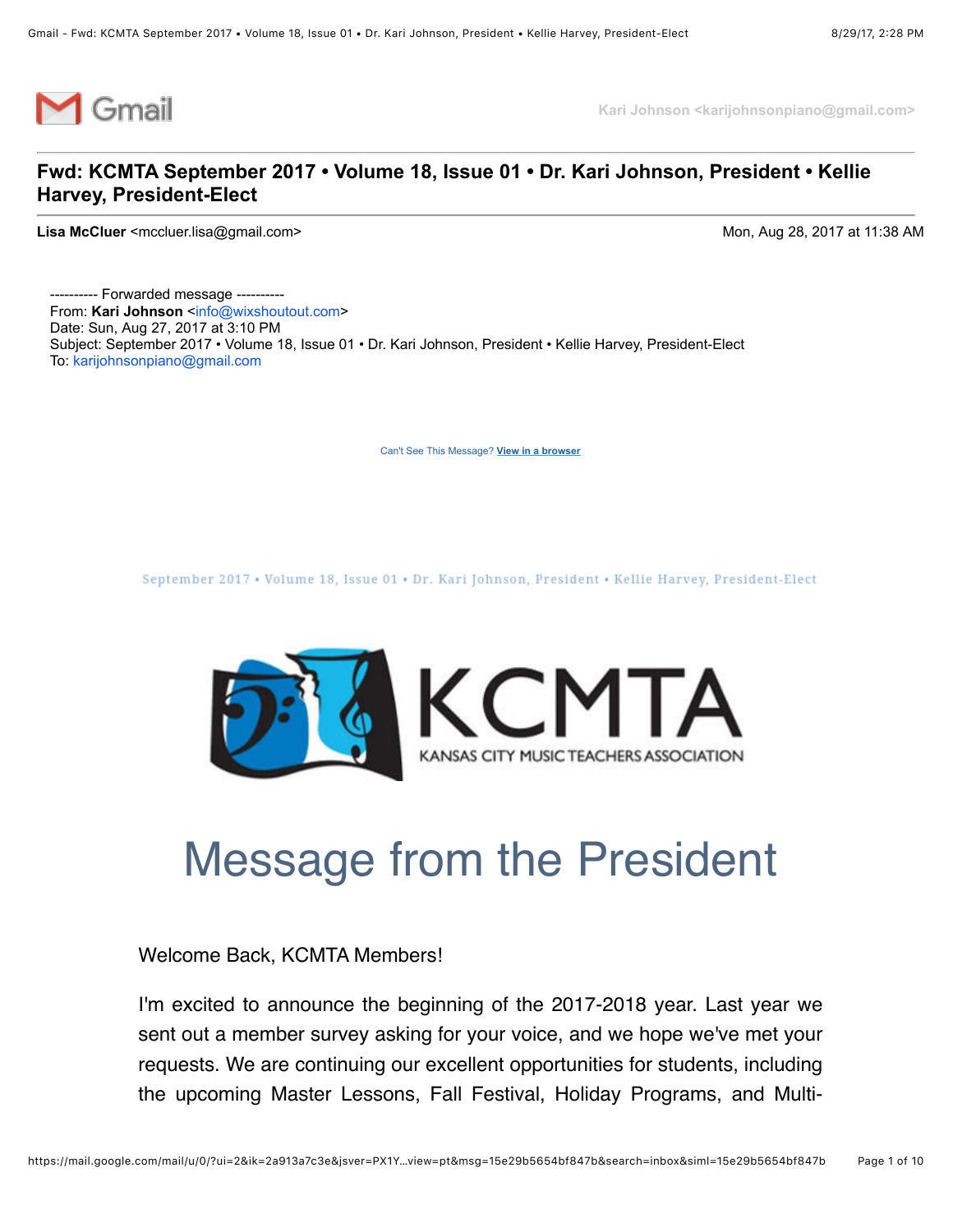Gmail

Kari Johnson <karijohnsonpiano@gmail.com>

## Fwd: KCMTA September 2017 • Volume 18, Issue 01 • Dr. Kari Johnson, President • Kellie Harvey, President-Elect

**Lisa McCluer** <mccluer.lisa@gmail.com> Mon, Aug 28, 2017 at 11:38 AM

---------- Forwarded message ----------
From: **Kari Johnson** <info@wixshoutout.com>
Date: Sun, Aug 27, 2017 at 3:10 PM
Subject: September 2017 • Volume 18, Issue 01 • Dr. Kari Johnson, President • Kellie Harvey, President-Elect
To: karijohnsonpiano@gmail.com

Can't See This Message? **View in a browser**

September 2017 • Volume 18, Issue 01 • Dr. Kari Johnson, President • Kellie Harvey, President-Elect

KCMTA
KANSAS CITY MUSIC TEACHERS ASSOCIATION

# Message from the President

Welcome Back, KCMTA Members!

I'm excited to announce the beginning of the 2017-2018 year. Last year we sent out a member survey asking for your voice, and we hope we've met your requests. We are continuing our excellent opportunities for students, including the upcoming Master Lessons, Fall Festival, Holiday Programs, and Multi-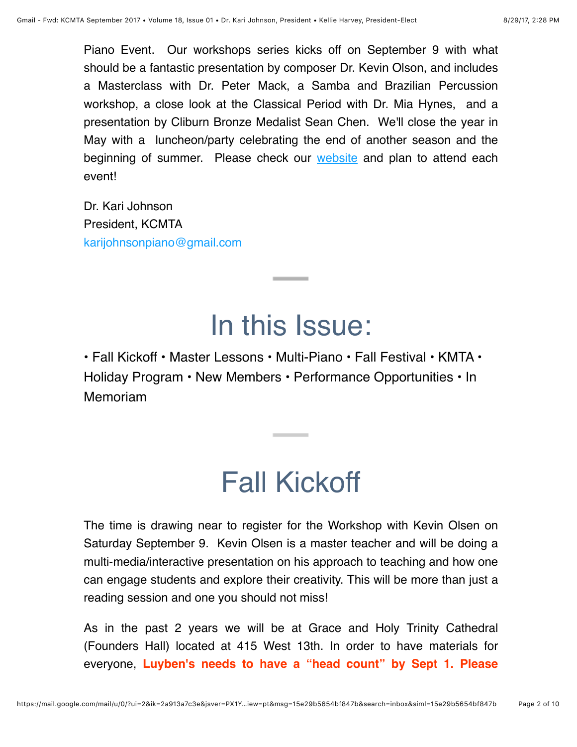Piano Event. Our workshops series kicks off on September 9 with what should be a fantastic presentation by composer Dr. Kevin Olson, and includes a Masterclass with Dr. Peter Mack, a Samba and Brazilian Percussion workshop, a close look at the Classical Period with Dr. Mia Hynes, and a presentation by Cliburn Bronze Medalist Sean Chen. We'll close the year in May with a luncheon/party celebrating the end of another season and the beginning of summer. Please check our [website]() and plan to attend each event!

Dr. Kari Johnson
President, KCMTA
karijohnsonpiano@gmail.com

---

# In this Issue:

• Fall Kickoff • Master Lessons • Multi-Piano • Fall Festival • KMTA • Holiday Program • New Members • Performance Opportunities • In Memoriam

---

# Fall Kickoff

The time is drawing near to register for the Workshop with Kevin Olsen on Saturday September 9. Kevin Olsen is a master teacher and will be doing a multi-media/interactive presentation on his approach to teaching and how one can engage students and explore their creativity. This will be more than just a reading session and one you should not miss!

As in the past 2 years we will be at Grace and Holy Trinity Cathedral (Founders Hall) located at 415 West 13th. In order to have materials for everyone, **Luyben's needs to have a "head count" by Sept 1. Please**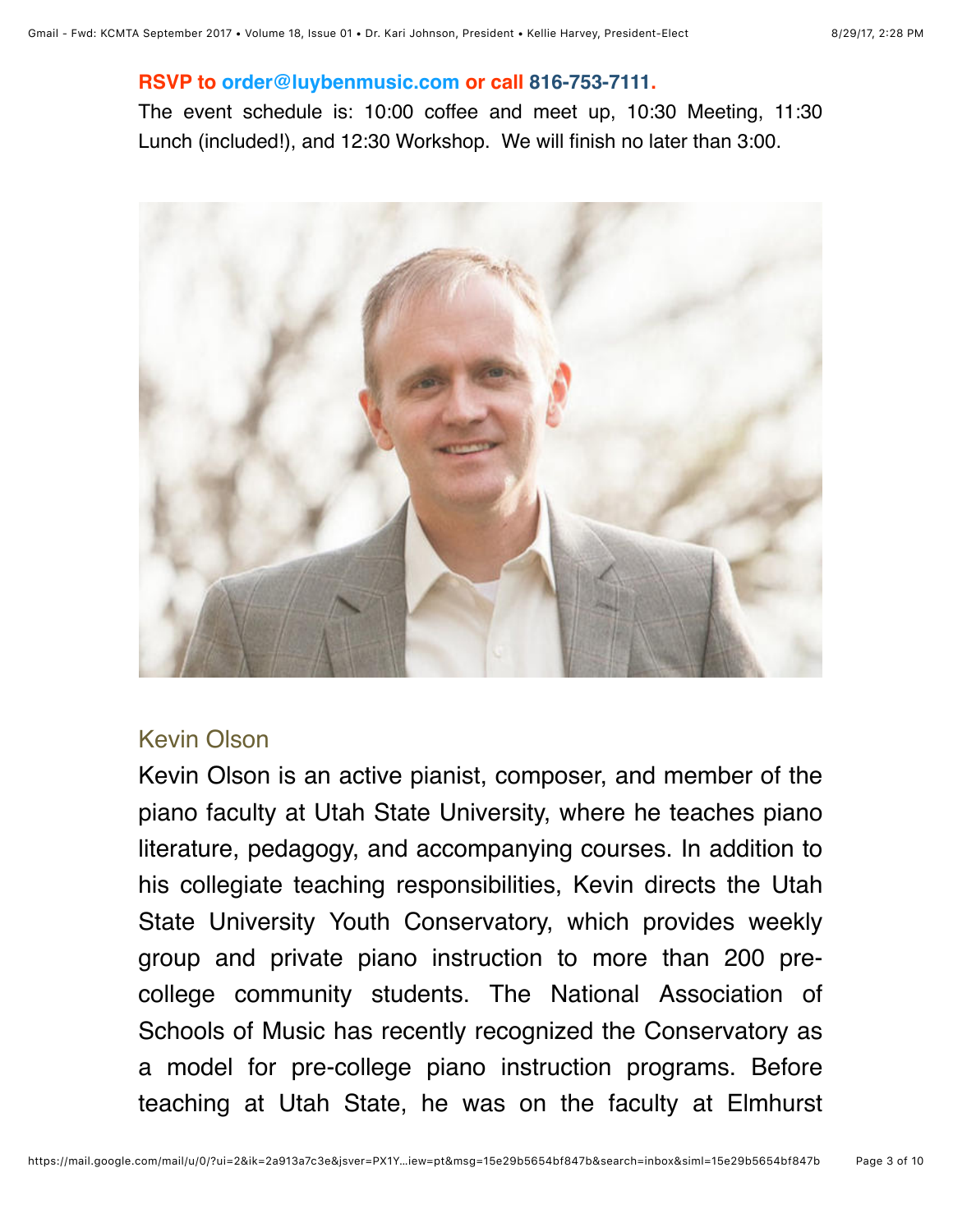**RSVP to order@luybenmusic.com or call 816-753-7111.**

The event schedule is: 10:00 coffee and meet up, 10:30 Meeting, 11:30 Lunch (included!), and 12:30 Workshop. We will finish no later than 3:00.

## Kevin Olson

Kevin Olson is an active pianist, composer, and member of the piano faculty at Utah State University, where he teaches piano literature, pedagogy, and accompanying courses. In addition to his collegiate teaching responsibilities, Kevin directs the Utah State University Youth Conservatory, which provides weekly group and private piano instruction to more than 200 pre-college community students. The National Association of Schools of Music has recently recognized the Conservatory as a model for pre-college piano instruction programs. Before teaching at Utah State, he was on the faculty at Elmhurst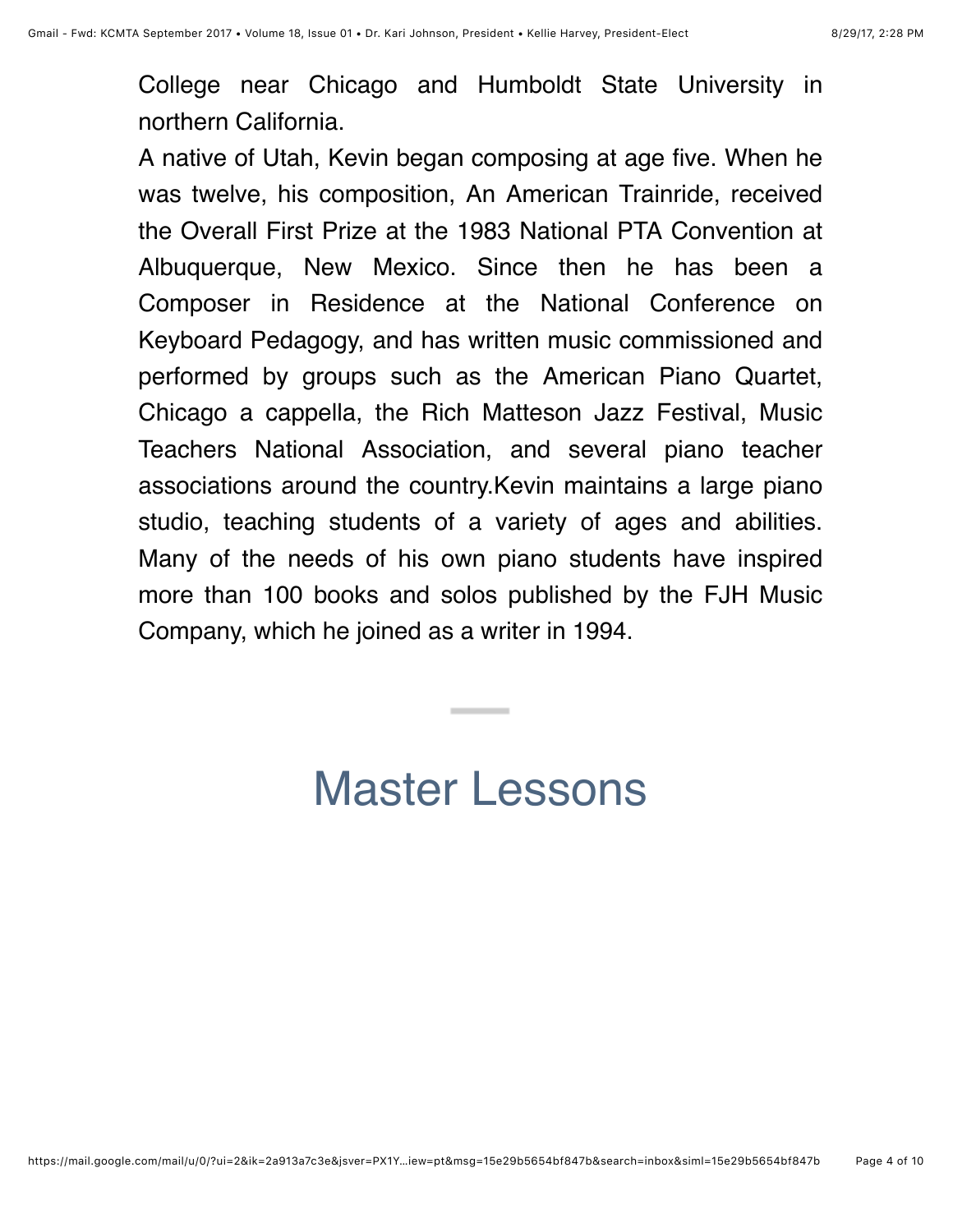College near Chicago and Humboldt State University in northern California.

A native of Utah, Kevin began composing at age five. When he was twelve, his composition, An American Trainride, received the Overall First Prize at the 1983 National PTA Convention at Albuquerque, New Mexico. Since then he has been a Composer in Residence at the National Conference on Keyboard Pedagogy, and has written music commissioned and performed by groups such as the American Piano Quartet, Chicago a cappella, the Rich Matteson Jazz Festival, Music Teachers National Association, and several piano teacher associations around the country.Kevin maintains a large piano studio, teaching students of a variety of ages and abilities. Many of the needs of his own piano students have inspired more than 100 books and solos published by the FJH Music Company, which he joined as a writer in 1994.

---

# Master Lessons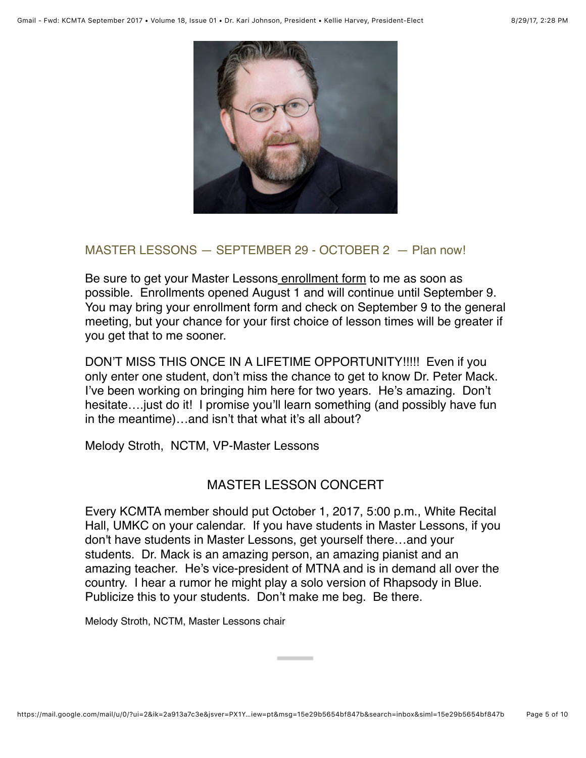## MASTER LESSONS — SEPTEMBER 29 - OCTOBER 2 — Plan now!

Be sure to get your Master Lessons enrollment form to me as soon as possible. Enrollments opened August 1 and will continue until September 9. You may bring your enrollment form and check on September 9 to the general meeting, but your chance for your first choice of lesson times will be greater if you get that to me sooner.

DON'T MISS THIS ONCE IN A LIFETIME OPPORTUNITY!!!!! Even if you only enter one student, don't miss the chance to get to know Dr. Peter Mack. I've been working on bringing him here for two years. He's amazing. Don't hesitate….just do it! I promise you'll learn something (and possibly have fun in the meantime)…and isn't that what it's all about?

Melody Stroth, NCTM, VP-Master Lessons

## MASTER LESSON CONCERT

Every KCMTA member should put October 1, 2017, 5:00 p.m., White Recital Hall, UMKC on your calendar. If you have students in Master Lessons, if you don't have students in Master Lessons, get yourself there…and your students. Dr. Mack is an amazing person, an amazing pianist and an amazing teacher. He's vice-president of MTNA and is in demand all over the country. I hear a rumor he might play a solo version of Rhapsody in Blue. Publicize this to your students. Don't make me beg. Be there.

Melody Stroth, NCTM, Master Lessons chair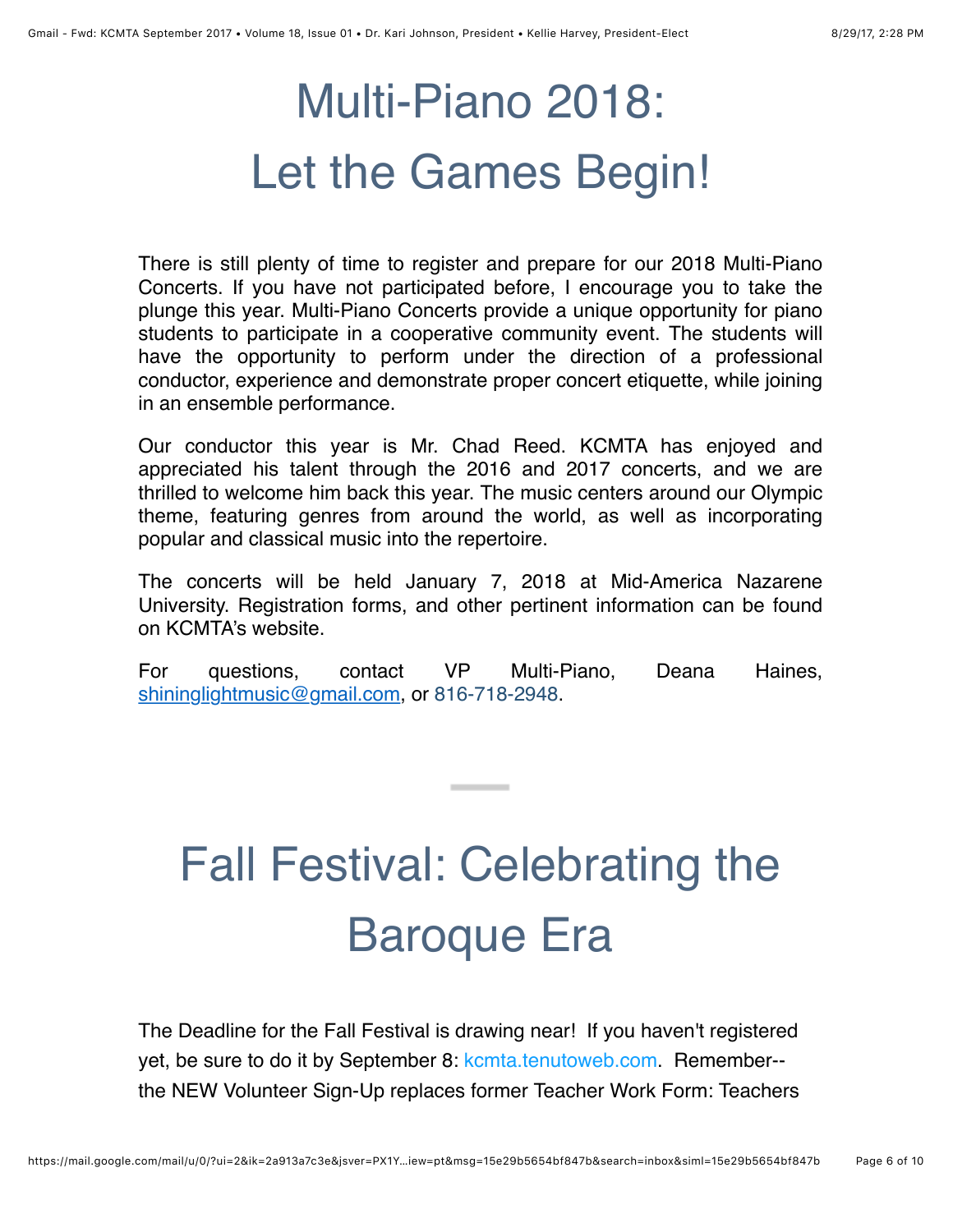# Multi-Piano 2018: Let the Games Begin!

There is still plenty of time to register and prepare for our 2018 Multi-Piano Concerts. If you have not participated before, I encourage you to take the plunge this year. Multi-Piano Concerts provide a unique opportunity for piano students to participate in a cooperative community event. The students will have the opportunity to perform under the direction of a professional conductor, experience and demonstrate proper concert etiquette, while joining in an ensemble performance.

Our conductor this year is Mr. Chad Reed. KCMTA has enjoyed and appreciated his talent through the 2016 and 2017 concerts, and we are thrilled to welcome him back this year. The music centers around our Olympic theme, featuring genres from around the world, as well as incorporating popular and classical music into the repertoire.

The concerts will be held January 7, 2018 at Mid-America Nazarene University. Registration forms, and other pertinent information can be found on KCMTA's website.

For questions, contact VP Multi-Piano, Deana Haines, shininglightmusic@gmail.com, or 816-718-2948.

---

# Fall Festival: Celebrating the Baroque Era

The Deadline for the Fall Festival is drawing near! If you haven't registered yet, be sure to do it by September 8: kcmta.tenutoweb.com. Remember--the NEW Volunteer Sign-Up replaces former Teacher Work Form: Teachers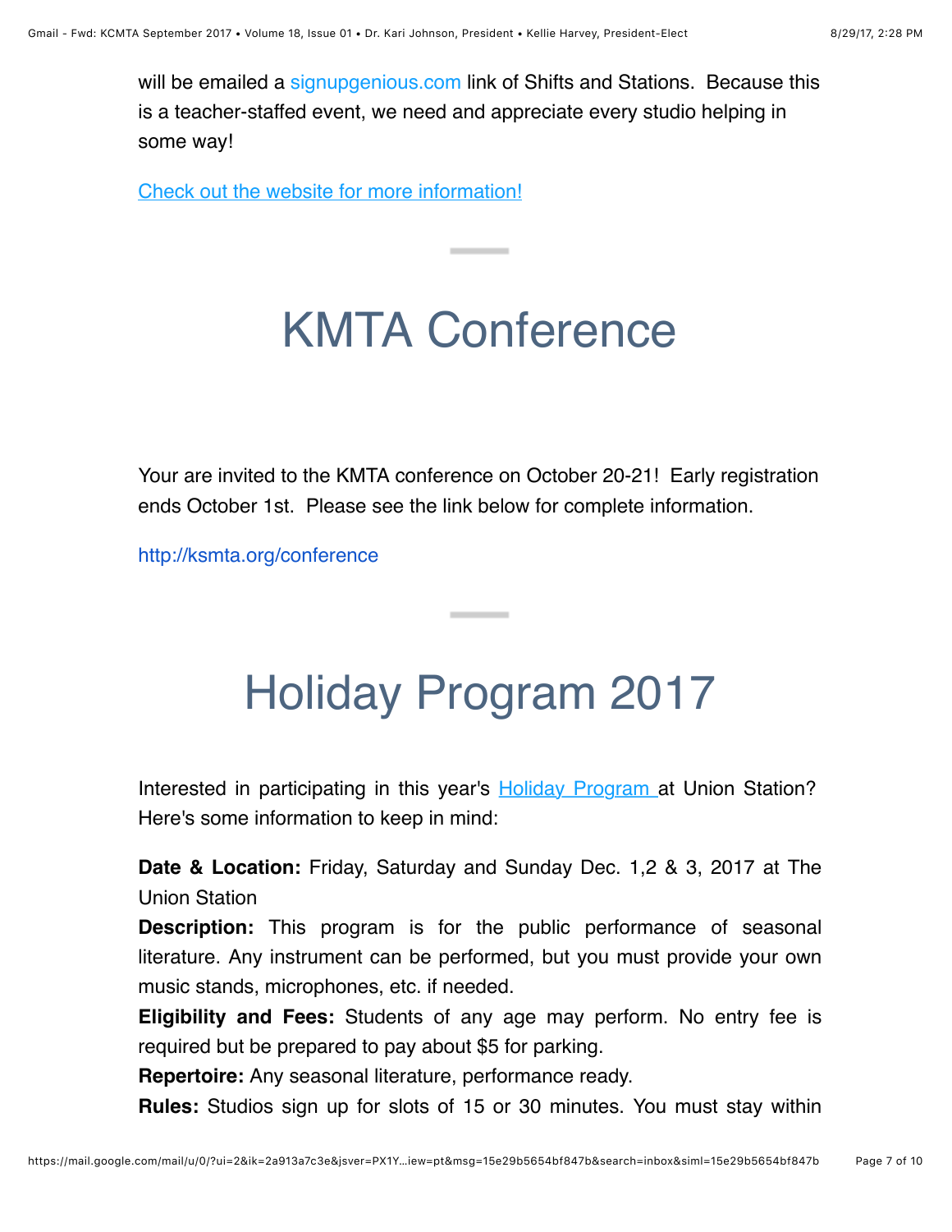will be emailed a signupgenious.com link of Shifts and Stations. Because this is a teacher-staffed event, we need and appreciate every studio helping in some way!

Check out the website for more information!

# KMTA Conference

Your are invited to the KMTA conference on October 20-21! Early registration ends October 1st. Please see the link below for complete information.

http://ksmta.org/conference

# Holiday Program 2017

Interested in participating in this year's Holiday Program at Union Station? Here's some information to keep in mind:

**Date & Location:** Friday, Saturday and Sunday Dec. 1,2 & 3, 2017 at The Union Station

**Description:** This program is for the public performance of seasonal literature. Any instrument can be performed, but you must provide your own music stands, microphones, etc. if needed.

**Eligibility and Fees:** Students of any age may perform. No entry fee is required but be prepared to pay about $5 for parking.

**Repertoire:** Any seasonal literature, performance ready.

**Rules:** Studios sign up for slots of 15 or 30 minutes. You must stay within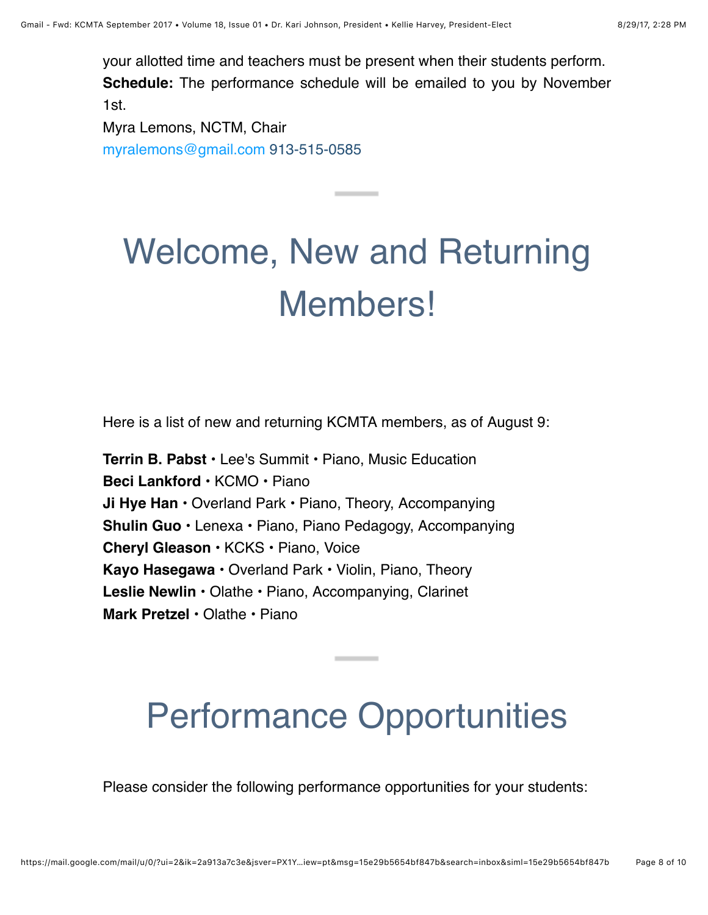your allotted time and teachers must be present when their students perform.

**Schedule:** The performance schedule will be emailed to you by November 1st.

Myra Lemons, NCTM, Chair
myralemons@gmail.com 913-515-0585

---

# Welcome, New and Returning Members!

Here is a list of new and returning KCMTA members, as of August 9:

**Terrin B. Pabst** • Lee's Summit • Piano, Music Education
**Beci Lankford** • KCMO • Piano
**Ji Hye Han** • Overland Park • Piano, Theory, Accompanying
**Shulin Guo** • Lenexa • Piano, Piano Pedagogy, Accompanying
**Cheryl Gleason** • KCKS • Piano, Voice
**Kayo Hasegawa** • Overland Park • Violin, Piano, Theory
**Leslie Newlin** • Olathe • Piano, Accompanying, Clarinet
**Mark Pretzel** • Olathe • Piano

---

# Performance Opportunities

Please consider the following performance opportunities for your students: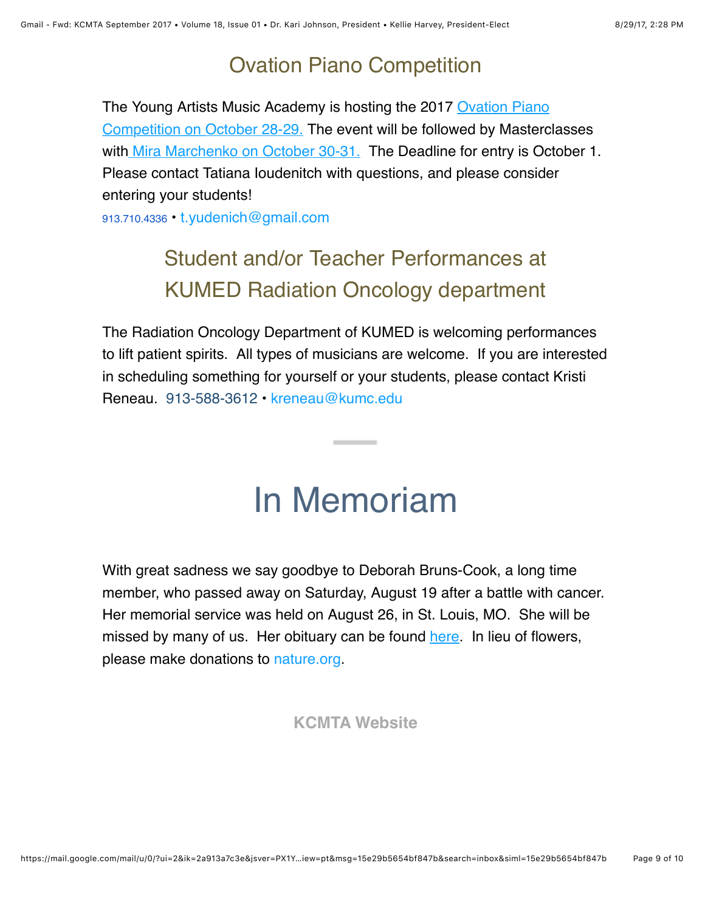## Ovation Piano Competition

The Young Artists Music Academy is hosting the 2017 Ovation Piano Competition on October 28-29. The event will be followed by Masterclasses with Mira Marchenko on October 30-31. The Deadline for entry is October 1. Please contact Tatiana Ioudenitch with questions, and please consider entering your students!

913.710.4336 • t.yudenich@gmail.com

## Student and/or Teacher Performances at KUMED Radiation Oncology department

The Radiation Oncology Department of KUMED is welcoming performances to lift patient spirits. All types of musicians are welcome. If you are interested in scheduling something for yourself or your students, please contact Kristi Reneau. 913-588-3612 • kreneau@kumc.edu

# In Memoriam

With great sadness we say goodbye to Deborah Bruns-Cook, a long time member, who passed away on Saturday, August 19 after a battle with cancer. Her memorial service was held on August 26, in St. Louis, MO. She will be missed by many of us. Her obituary can be found here. In lieu of flowers, please make donations to nature.org.

**KCMTA Website**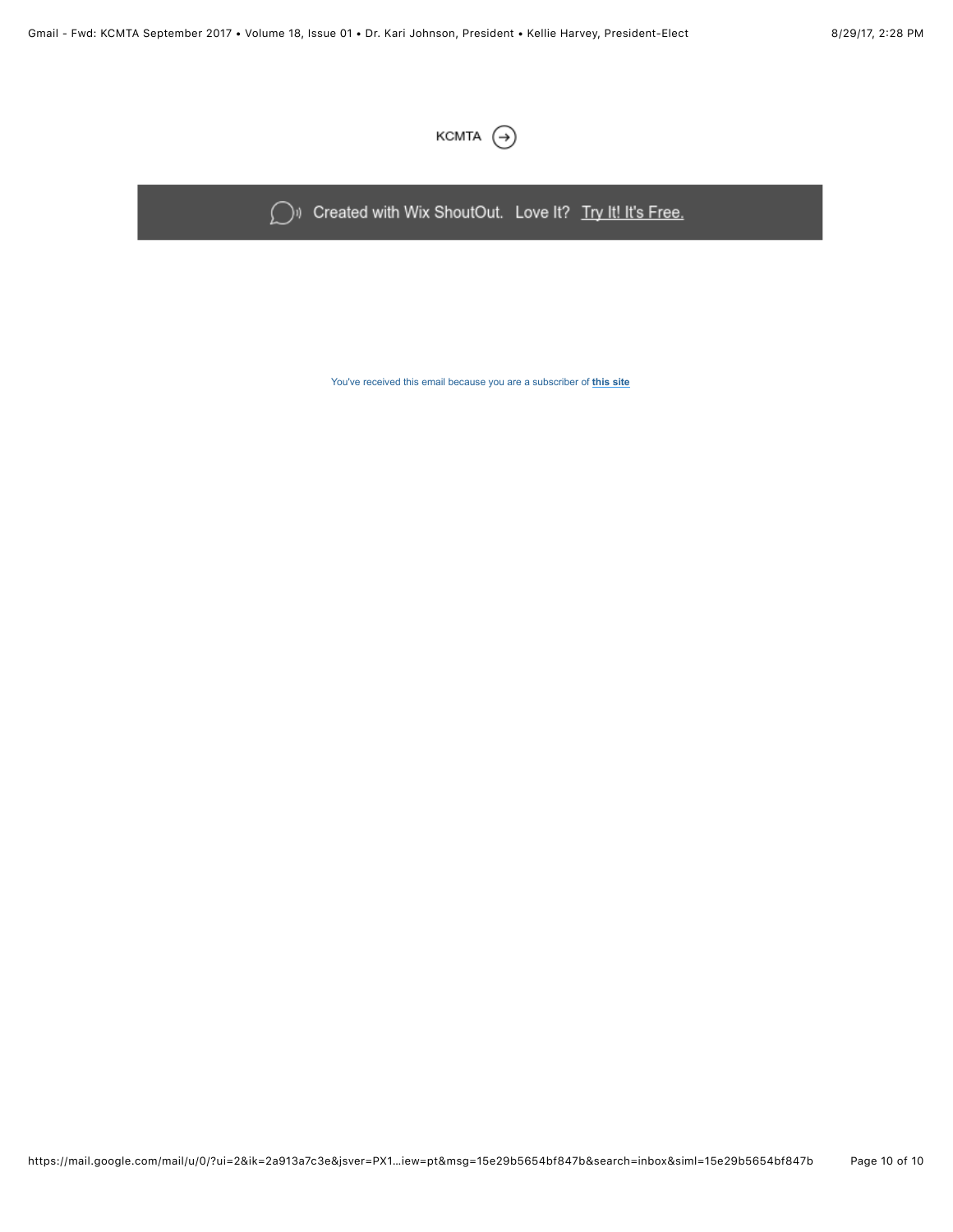KCMTA →

Created with Wix ShoutOut. Love It? Try It! It's Free.

You've received this email because you are a subscriber of **this site**